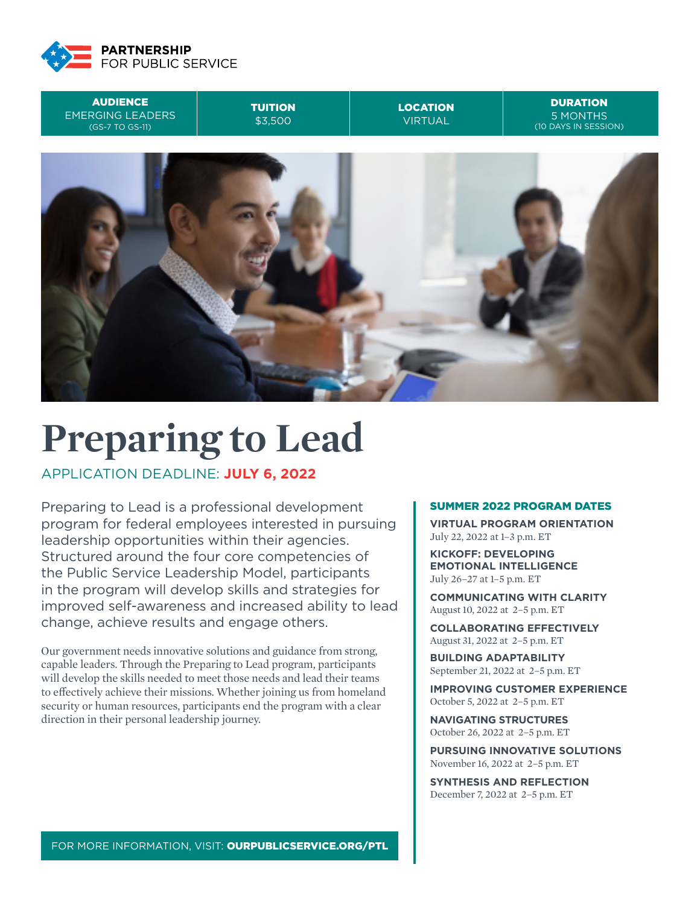PARTNERSHIP FOR PUBLIC SERVICE

| AUDIENCE | TUITION | LOCATION | DURATION |
|---|---|---|---|
| EMERGING LEADERS (GS-7 TO GS-11) | $3,500 | VIRTUAL | 5 MONTHS (10 DAYS IN SESSION) |

# Preparing to Lead

APPLICATION DEADLINE: **JULY 6, 2022**

Preparing to Lead is a professional development program for federal employees interested in pursuing leadership opportunities within their agencies. Structured around the four core competencies of the Public Service Leadership Model, participants in the program will develop skills and strategies for improved self-awareness and increased ability to lead change, achieve results and engage others.

Our government needs innovative solutions and guidance from strong, capable leaders. Through the Preparing to Lead program, participants will develop the skills needed to meet those needs and lead their teams to effectively achieve their missions. Whether joining us from homeland security or human resources, participants end the program with a clear direction in their personal leadership journey.

## SUMMER 2022 PROGRAM DATES

**VIRTUAL PROGRAM ORIENTATION**
July 22, 2022 at 1–3 p.m. ET

**KICKOFF: DEVELOPING EMOTIONAL INTELLIGENCE**
July 26–27 at 1–5 p.m. ET

**COMMUNICATING WITH CLARITY**
August 10, 2022 at 2–5 p.m. ET

**COLLABORATING EFFECTIVELY**
August 31, 2022 at 2–5 p.m. ET

**BUILDING ADAPTABILITY**
September 21, 2022 at 2–5 p.m. ET

**IMPROVING CUSTOMER EXPERIENCE**
October 5, 2022 at 2–5 p.m. ET

**NAVIGATING STRUCTURES**
October 26, 2022 at 2–5 p.m. ET

**PURSUING INNOVATIVE SOLUTIONS**
November 16, 2022 at 2–5 p.m. ET

**SYNTHESIS AND REFLECTION**
December 7, 2022 at 2–5 p.m. ET

FOR MORE INFORMATION, VISIT: **OURPUBLICSERVICE.ORG/PTL**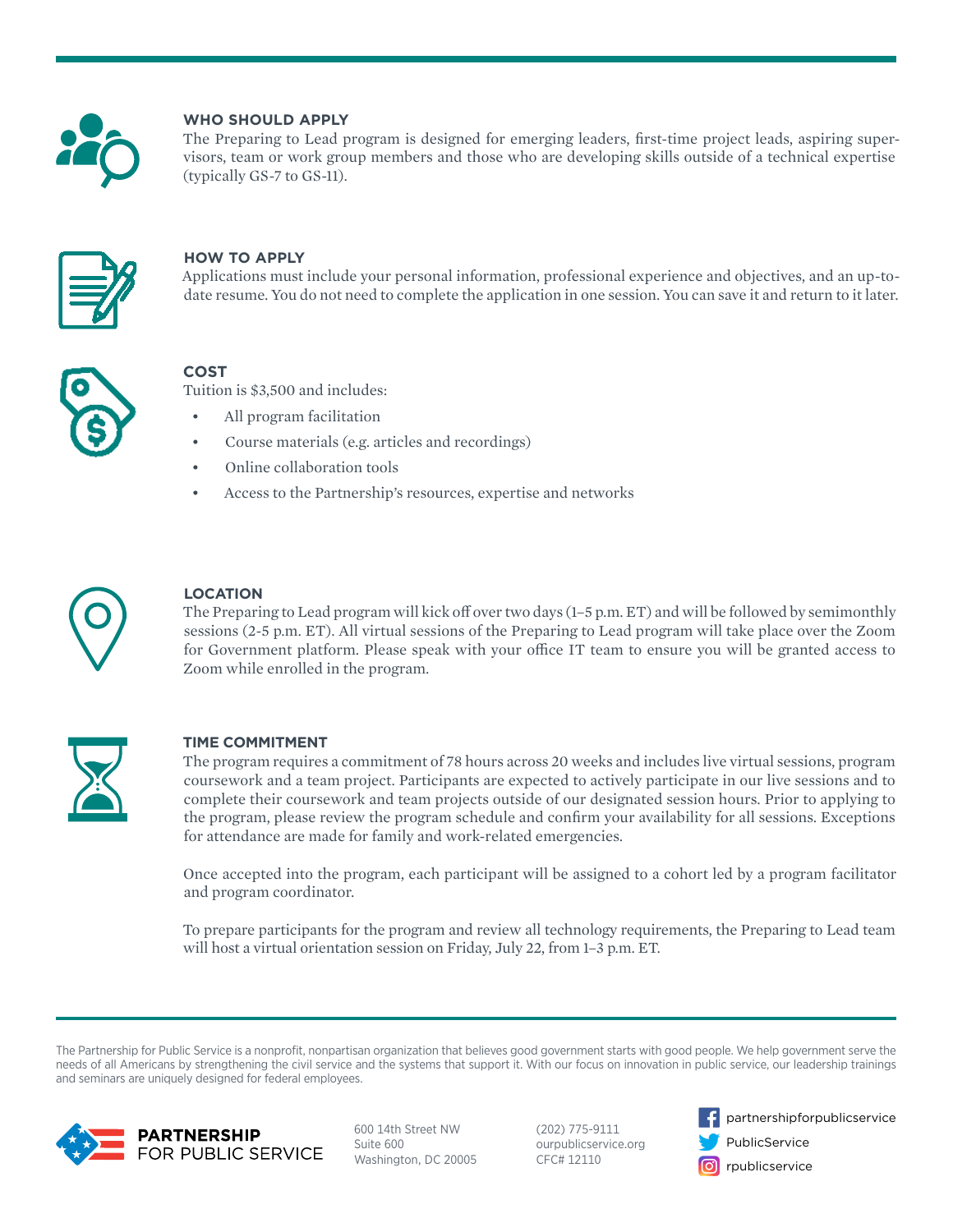## WHO SHOULD APPLY

The Preparing to Lead program is designed for emerging leaders, first-time project leads, aspiring supervisors, team or work group members and those who are developing skills outside of a technical expertise (typically GS-7 to GS-11).

## HOW TO APPLY

Applications must include your personal information, professional experience and objectives, and an up-to-date resume. You do not need to complete the application in one session. You can save it and return to it later.

## COST

Tuition is $3,500 and includes:

- All program facilitation
- Course materials (e.g. articles and recordings)
- Online collaboration tools
- Access to the Partnership's resources, expertise and networks

## LOCATION

The Preparing to Lead program will kick off over two days (1–5 p.m. ET) and will be followed by semimonthly sessions (2-5 p.m. ET). All virtual sessions of the Preparing to Lead program will take place over the Zoom for Government platform. Please speak with your office IT team to ensure you will be granted access to Zoom while enrolled in the program.

## TIME COMMITMENT

The program requires a commitment of 78 hours across 20 weeks and includes live virtual sessions, program coursework and a team project. Participants are expected to actively participate in our live sessions and to complete their coursework and team projects outside of our designated session hours. Prior to applying to the program, please review the program schedule and confirm your availability for all sessions. Exceptions for attendance are made for family and work-related emergencies.

Once accepted into the program, each participant will be assigned to a cohort led by a program facilitator and program coordinator.

To prepare participants for the program and review all technology requirements, the Preparing to Lead team will host a virtual orientation session on Friday, July 22, from 1–3 p.m. ET.

---

The Partnership for Public Service is a nonprofit, nonpartisan organization that believes good government starts with good people. We help government serve the needs of all Americans by strengthening the civil service and the systems that support it. With our focus on innovation in public service, our leadership trainings and seminars are uniquely designed for federal employees.

**PARTNERSHIP FOR PUBLIC SERVICE**

600 14th Street NW
Suite 600
Washington, DC 20005

(202) 775-9111
ourpublicservice.org
CFC# 12110

partnershipforpublicservice
PublicService
rpublicservice